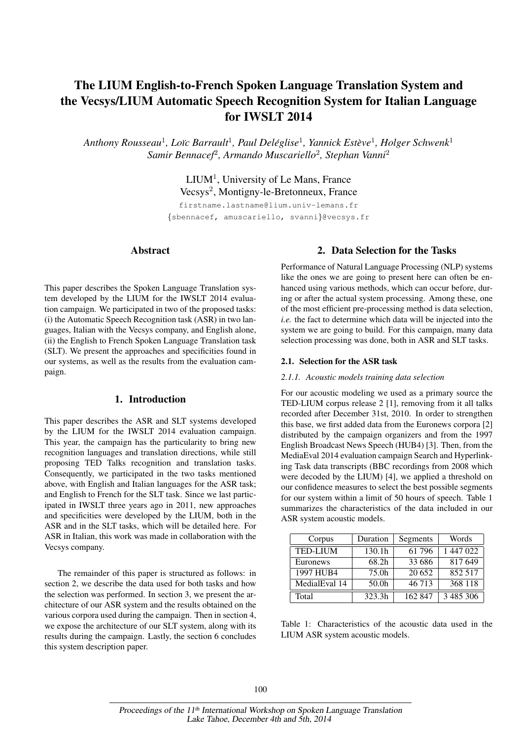# The LIUM English-to-French Spoken Language Translation System and the Vecsys/LIUM Automatic Speech Recognition System for Italian Language for IWSLT 2014

*Anthony Rousseau*[1], *Loïc Barrault*[1], *Paul Deléglise*[1], *Yannick Estève*[1], *Holger Schwenk*[1]
*Samir Bennacef*[2], *Armando Muscariello*[2], *Stephan Vanni*[2]

LIUM[1], University of Le Mans, France
Vecsys[2], Montigny-le-Bretonneux, France

firstname.lastname@lium.univ-lemans.fr
{sbennacef, amuscariello, svanni}@vecsys.fr

## Abstract

This paper describes the Spoken Language Translation system developed by the LIUM for the IWSLT 2014 evaluation campaign. We participated in two of the proposed tasks: (i) the Automatic Speech Recognition task (ASR) in two languages, Italian with the Vecsys company, and English alone, (ii) the English to French Spoken Language Translation task (SLT). We present the approaches and specificities found in our systems, as well as the results from the evaluation campaign.

## 1. Introduction

This paper describes the ASR and SLT systems developed by the LIUM for the IWSLT 2014 evaluation campaign. This year, the campaign has the particularity to bring new recognition languages and translation directions, while still proposing TED Talks recognition and translation tasks. Consequently, we participated in the two tasks mentioned above, with English and Italian languages for the ASR task; and English to French for the SLT task. Since we last participated in IWSLT three years ago in 2011, new approaches and specificities were developed by the LIUM, both in the ASR and in the SLT tasks, which will be detailed here. For ASR in Italian, this work was made in collaboration with the Vecsys company.

The remainder of this paper is structured as follows: in section 2, we describe the data used for both tasks and how the selection was performed. In section 3, we present the architecture of our ASR system and the results obtained on the various corpora used during the campaign. Then in section 4, we expose the architecture of our SLT system, along with its results during the campaign. Lastly, the section 6 concludes this system description paper.

## 2. Data Selection for the Tasks

Performance of Natural Language Processing (NLP) systems like the ones we are going to present here can often be enhanced using various methods, which can occur before, during or after the actual system processing. Among these, one of the most efficient pre-processing method is data selection, *i.e.* the fact to determine which data will be injected into the system we are going to build. For this campaign, many data selection processing was done, both in ASR and SLT tasks.

### 2.1. Selection for the ASR task

#### *2.1.1. Acoustic models training data selection*

For our acoustic modeling we used as a primary source the TED-LIUM corpus release 2 [1], removing from it all talks recorded after December 31st, 2010. In order to strengthen this base, we first added data from the Euronews corpora [2] distributed by the campaign organizers and from the 1997 English Broadcast News Speech (HUB4) [3]. Then, from the MediaEval 2014 evaluation campaign Search and Hyperlinking Task data transcripts (BBC recordings from 2008 which were decoded by the LIUM) [4], we applied a threshold on our confidence measures to select the best possible segments for our system within a limit of 50 hours of speech. Table 1 summarizes the characteristics of the data included in our ASR system acoustic models.

| Corpus | Duration | Segments | Words |
|---|---|---|---|
| TED-LIUM | 130.1h | 61 796 | 1 447 022 |
| Euronews | 68.2h | 33 686 | 817 649 |
| 1997 HUB4 | 75.0h | 20 652 | 852 517 |
| MediaEval 14 | 50.0h | 46 713 | 368 118 |
| Total | 323.3h | 162 847 | 3 485 306 |

Table 1: Characteristics of the acoustic data used in the LIUM ASR system acoustic models.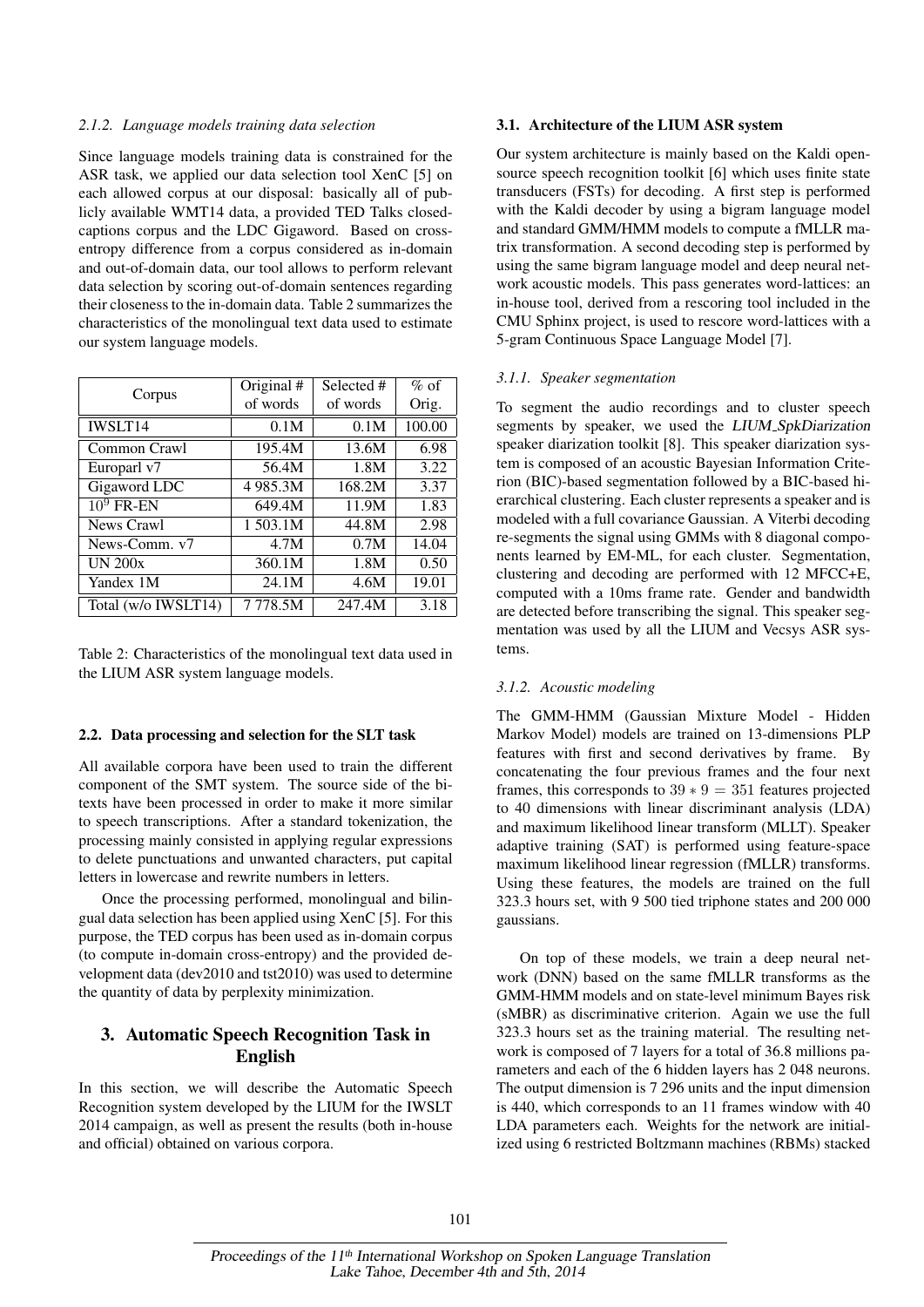#### 2.1.2. Language models training data selection

Since language models training data is constrained for the ASR task, we applied our data selection tool XenC [5] on each allowed corpus at our disposal: basically all of publicly available WMT14 data, a provided TED Talks closed-captions corpus and the LDC Gigaword. Based on cross-entropy difference from a corpus considered as in-domain and out-of-domain data, our tool allows to perform relevant data selection by scoring out-of-domain sentences regarding their closeness to the in-domain data. Table 2 summarizes the characteristics of the monolingual text data used to estimate our system language models.

| Corpus | Original # of words | Selected # of words | % of Orig. |
|---|---|---|---|
| IWSLT14 | 0.1M | 0.1M | 100.00 |
| Common Crawl | 195.4M | 13.6M | 6.98 |
| Europarl v7 | 56.4M | 1.8M | 3.22 |
| Gigaword LDC | 4 985.3M | 168.2M | 3.37 |
| $10^9$ FR-EN | 649.4M | 11.9M | 1.83 |
| News Crawl | 1 503.1M | 44.8M | 2.98 |
| News-Comm. v7 | 4.7M | 0.7M | 14.04 |
| UN 200x | 360.1M | 1.8M | 0.50 |
| Yandex 1M | 24.1M | 4.6M | 19.01 |
| Total (w/o IWSLT14) | 7 778.5M | 247.4M | 3.18 |

Table 2: Characteristics of the monolingual text data used in the LIUM ASR system language models.

### 2.2. Data processing and selection for the SLT task

All available corpora have been used to train the different component of the SMT system. The source side of the bitexts have been processed in order to make it more similar to speech transcriptions. After a standard tokenization, the processing mainly consisted in applying regular expressions to delete punctuations and unwanted characters, put capital letters in lowercase and rewrite numbers in letters.

Once the processing performed, monolingual and bilingual data selection has been applied using XenC [5]. For this purpose, the TED corpus has been used as in-domain corpus (to compute in-domain cross-entropy) and the provided development data (dev2010 and tst2010) was used to determine the quantity of data by perplexity minimization.

## 3. Automatic Speech Recognition Task in English

In this section, we will describe the Automatic Speech Recognition system developed by the LIUM for the IWSLT 2014 campaign, as well as present the results (both in-house and official) obtained on various corpora.

### 3.1. Architecture of the LIUM ASR system

Our system architecture is mainly based on the Kaldi open-source speech recognition toolkit [6] which uses finite state transducers (FSTs) for decoding. A first step is performed with the Kaldi decoder by using a bigram language model and standard GMM/HMM models to compute a fMLLR matrix transformation. A second decoding step is performed by using the same bigram language model and deep neural network acoustic models. This pass generates word-lattices: an in-house tool, derived from a rescoring tool included in the CMU Sphinx project, is used to rescore word-lattices with a 5-gram Continuous Space Language Model [7].

#### 3.1.1. Speaker segmentation

To segment the audio recordings and to cluster speech segments by speaker, we used the *LIUM_SpkDiarization* speaker diarization toolkit [8]. This speaker diarization system is composed of an acoustic Bayesian Information Criterion (BIC)-based segmentation followed by a BIC-based hierarchical clustering. Each cluster represents a speaker and is modeled with a full covariance Gaussian. A Viterbi decoding re-segments the signal using GMMs with 8 diagonal components learned by EM-ML, for each cluster. Segmentation, clustering and decoding are performed with 12 MFCC+E, computed with a 10ms frame rate. Gender and bandwidth are detected before transcribing the signal. This speaker segmentation was used by all the LIUM and Vecsys ASR systems.

#### 3.1.2. Acoustic modeling

The GMM-HMM (Gaussian Mixture Model - Hidden Markov Model) models are trained on 13-dimensions PLP features with first and second derivatives by frame. By concatenating the four previous frames and the four next frames, this corresponds to $39 * 9 = 351$ features projected to 40 dimensions with linear discriminant analysis (LDA) and maximum likelihood linear transform (MLLT). Speaker adaptive training (SAT) is performed using feature-space maximum likelihood linear regression (fMLLR) transforms. Using these features, the models are trained on the full 323.3 hours set, with 9 500 tied triphone states and 200 000 gaussians.

On top of these models, we train a deep neural network (DNN) based on the same fMLLR transforms as the GMM-HMM models and on state-level minimum Bayes risk (sMBR) as discriminative criterion. Again we use the full 323.3 hours set as the training material. The resulting network is composed of 7 layers for a total of 36.8 millions parameters and each of the 6 hidden layers has 2 048 neurons. The output dimension is 7 296 units and the input dimension is 440, which corresponds to an 11 frames window with 40 LDA parameters each. Weights for the network are initialized using 6 restricted Boltzmann machines (RBMs) stacked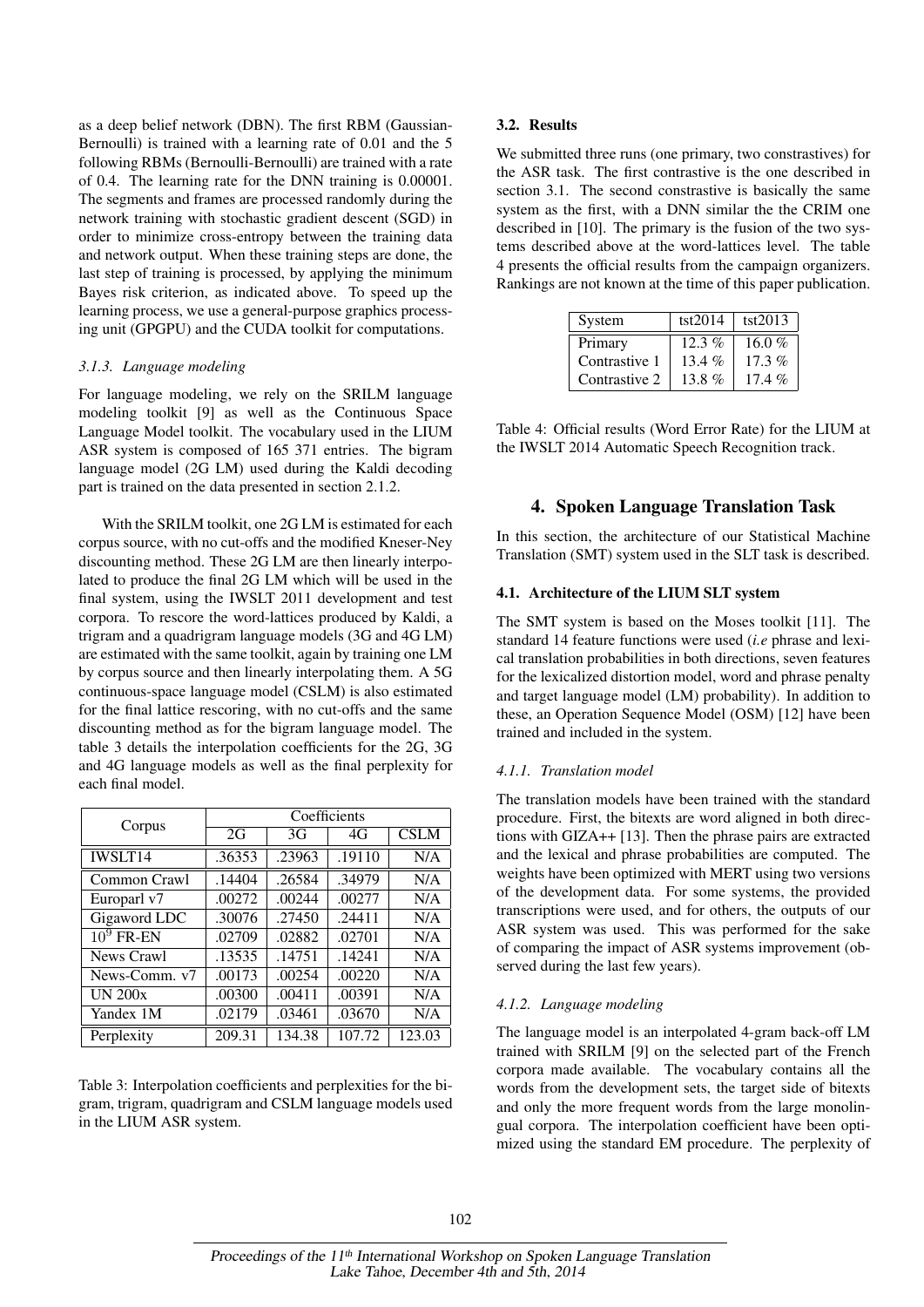as a deep belief network (DBN). The first RBM (Gaussian-Bernoulli) is trained with a learning rate of 0.01 and the 5 following RBMs (Bernoulli-Bernoulli) are trained with a rate of 0.4. The learning rate for the DNN training is 0.00001. The segments and frames are processed randomly during the network training with stochastic gradient descent (SGD) in order to minimize cross-entropy between the training data and network output. When these training steps are done, the last step of training is processed, by applying the minimum Bayes risk criterion, as indicated above. To speed up the learning process, we use a general-purpose graphics processing unit (GPGPU) and the CUDA toolkit for computations.

#### *3.1.3. Language modeling*

For language modeling, we rely on the SRILM language modeling toolkit [9] as well as the Continuous Space Language Model toolkit. The vocabulary used in the LIUM ASR system is composed of 165 371 entries. The bigram language model (2G LM) used during the Kaldi decoding part is trained on the data presented in section 2.1.2.

With the SRILM toolkit, one 2G LM is estimated for each corpus source, with no cut-offs and the modified Kneser-Ney discounting method. These 2G LM are then linearly interpolated to produce the final 2G LM which will be used in the final system, using the IWSLT 2011 development and test corpora. To rescore the word-lattices produced by Kaldi, a trigram and a quadrigram language models (3G and 4G LM) are estimated with the same toolkit, again by training one LM by corpus source and then linearly interpolating them. A 5G continuous-space language model (CSLM) is also estimated for the final lattice rescoring, with no cut-offs and the same discounting method as for the bigram language model. The table 3 details the interpolation coefficients for the 2G, 3G and 4G language models as well as the final perplexity for each final model.

| Corpus | Coefficients | | | |
|---|---|---|---|---|
| | 2G | 3G | 4G | CSLM |
| IWSLT14 | .36353 | .23963 | .19110 | N/A |
| Common Crawl | .14404 | .26584 | .34979 | N/A |
| Europarl v7 | .00272 | .00244 | .00277 | N/A |
| Gigaword LDC | .30076 | .27450 | .24411 | N/A |
| $10^9$ FR-EN | .02709 | .02882 | .02701 | N/A |
| News Crawl | .13535 | .14751 | .14241 | N/A |
| News-Comm. v7 | .00173 | .00254 | .00220 | N/A |
| UN 200x | .00300 | .00411 | .00391 | N/A |
| Yandex 1M | .02179 | .03461 | .03670 | N/A |
| Perplexity | 209.31 | 134.38 | 107.72 | 123.03 |

Table 3: Interpolation coefficients and perplexities for the bigram, trigram, quadrigram and CSLM language models used in the LIUM ASR system.

### 3.2. Results

We submitted three runs (one primary, two constrastives) for the ASR task. The first contrastive is the one described in section 3.1. The second constrastive is basically the same system as the first, with a DNN similar the the CRIM one described in [10]. The primary is the fusion of the two systems described above at the word-lattices level. The table 4 presents the official results from the campaign organizers. Rankings are not known at the time of this paper publication.

| System | tst2014 | tst2013 |
|---|---|---|
| Primary | 12.3 % | 16.0 % |
| Contrastive 1 | 13.4 % | 17.3 % |
| Contrastive 2 | 13.8 % | 17.4 % |

Table 4: Official results (Word Error Rate) for the LIUM at the IWSLT 2014 Automatic Speech Recognition track.

## 4. Spoken Language Translation Task

In this section, the architecture of our Statistical Machine Translation (SMT) system used in the SLT task is described.

### 4.1. Architecture of the LIUM SLT system

The SMT system is based on the Moses toolkit [11]. The standard 14 feature functions were used (*i.e* phrase and lexical translation probabilities in both directions, seven features for the lexicalized distortion model, word and phrase penalty and target language model (LM) probability). In addition to these, an Operation Sequence Model (OSM) [12] have been trained and included in the system.

#### *4.1.1. Translation model*

The translation models have been trained with the standard procedure. First, the bitexts are word aligned in both directions with GIZA++ [13]. Then the phrase pairs are extracted and the lexical and phrase probabilities are computed. The weights have been optimized with MERT using two versions of the development data. For some systems, the provided transcriptions were used, and for others, the outputs of our ASR system was used. This was performed for the sake of comparing the impact of ASR systems improvement (observed during the last few years).

#### *4.1.2. Language modeling*

The language model is an interpolated 4-gram back-off LM trained with SRILM [9] on the selected part of the French corpora made available. The vocabulary contains all the words from the development sets, the target side of bitexts and only the more frequent words from the large monolingual corpora. The interpolation coefficient have been optimized using the standard EM procedure. The perplexity of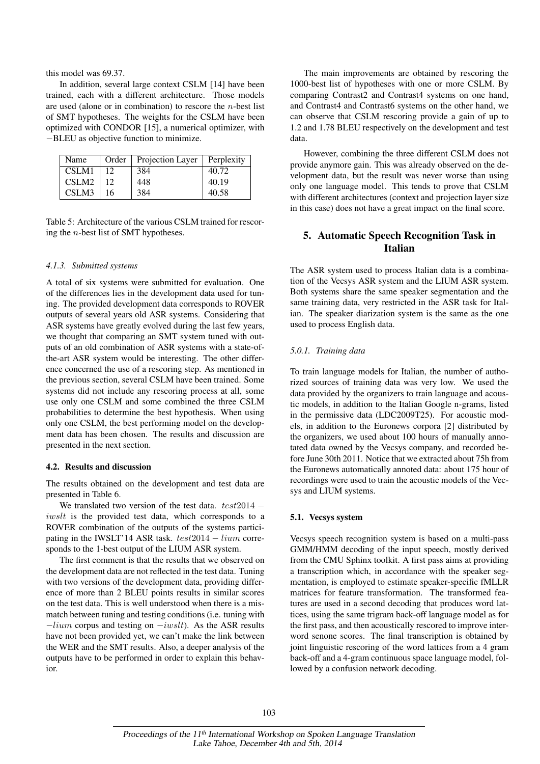this model was 69.37.

In addition, several large context CSLM [14] have been trained, each with a different architecture. Those models are used (alone or in combination) to rescore the $n$-best list of SMT hypotheses. The weights for the CSLM have been optimized with CONDOR [15], a numerical optimizer, with −BLEU as objective function to minimize.

| Name | Order | Projection Layer | Perplexity |
|---|---|---|---|
| CSLM1 | 12 | 384 | 40.72 |
| CSLM2 | 12 | 448 | 40.19 |
| CSLM3 | 16 | 384 | 40.58 |

Table 5: Architecture of the various CSLM trained for rescoring the $n$-best list of SMT hypotheses.

#### *4.1.3. Submitted systems*

A total of six systems were submitted for evaluation. One of the differences lies in the development data used for tuning. The provided development data corresponds to ROVER outputs of several years old ASR systems. Considering that ASR systems have greatly evolved during the last few years, we thought that comparing an SMT system tuned with outputs of an old combination of ASR systems with a state-of-the-art ASR system would be interesting. The other difference concerned the use of a rescoring step. As mentioned in the previous section, several CSLM have been trained. Some systems did not include any rescoring process at all, some use only one CSLM and some combined the three CSLM probabilities to determine the best hypothesis. When using only one CSLM, the best performing model on the development data has been chosen. The results and discussion are presented in the next section.

### 4.2. Results and discussion

The results obtained on the development and test data are presented in Table 6.

We translated two version of the test data. $test2014 - iwslt$ is the provided test data, which corresponds to a ROVER combination of the outputs of the systems participating in the IWSLT'14 ASR task. $test2014 - lium$ corresponds to the 1-best output of the LIUM ASR system.

The first comment is that the results that we observed on the development data are not reflected in the test data. Tuning with two versions of the development data, providing difference of more than 2 BLEU points results in similar scores on the test data. This is well understood when there is a mismatch between tuning and testing conditions (i.e. tuning with $-lium$ corpus and testing on $-iwslt$). As the ASR results have not been provided yet, we can't make the link between the WER and the SMT results. Also, a deeper analysis of the outputs have to be performed in order to explain this behavior.

The main improvements are obtained by rescoring the 1000-best list of hypotheses with one or more CSLM. By comparing Contrast2 and Contrast4 systems on one hand, and Contrast4 and Contrast6 systems on the other hand, we can observe that CSLM rescoring provide a gain of up to 1.2 and 1.78 BLEU respectively on the development and test data.

However, combining the three different CSLM does not provide anymore gain. This was already observed on the development data, but the result was never worse than using only one language model. This tends to prove that CSLM with different architectures (context and projection layer size in this case) does not have a great impact on the final score.

## 5. Automatic Speech Recognition Task in Italian

The ASR system used to process Italian data is a combination of the Vecsys ASR system and the LIUM ASR system. Both systems share the same speaker segmentation and the same training data, very restricted in the ASR task for Italian. The speaker diarization system is the same as the one used to process English data.

#### *5.0.1. Training data*

To train language models for Italian, the number of authorized sources of training data was very low. We used the data provided by the organizers to train language and acoustic models, in addition to the Italian Google n-grams, listed in the permissive data (LDC2009T25). For acoustic models, in addition to the Euronews corpora [2] distributed by the organizers, we used about 100 hours of manually annotated data owned by the Vecsys company, and recorded before June 30th 2011. Notice that we extracted about 75h from the Euronews automatically annoted data: about 175 hour of recordings were used to train the acoustic models of the Vecsys and LIUM systems.

### 5.1. Vecsys system

Vecsys speech recognition system is based on a multi-pass GMM/HMM decoding of the input speech, mostly derived from the CMU Sphinx toolkit. A first pass aims at providing a transcription which, in accordance with the speaker segmentation, is employed to estimate speaker-specific fMLLR matrices for feature transformation. The transformed features are used in a second decoding that produces word lattices, using the same trigram back-off language model as for the first pass, and then acoustically rescored to improve interword senone scores. The final transcription is obtained by joint linguistic rescoring of the word lattices from a 4 gram back-off and a 4-gram continuous space language model, followed by a confusion network decoding.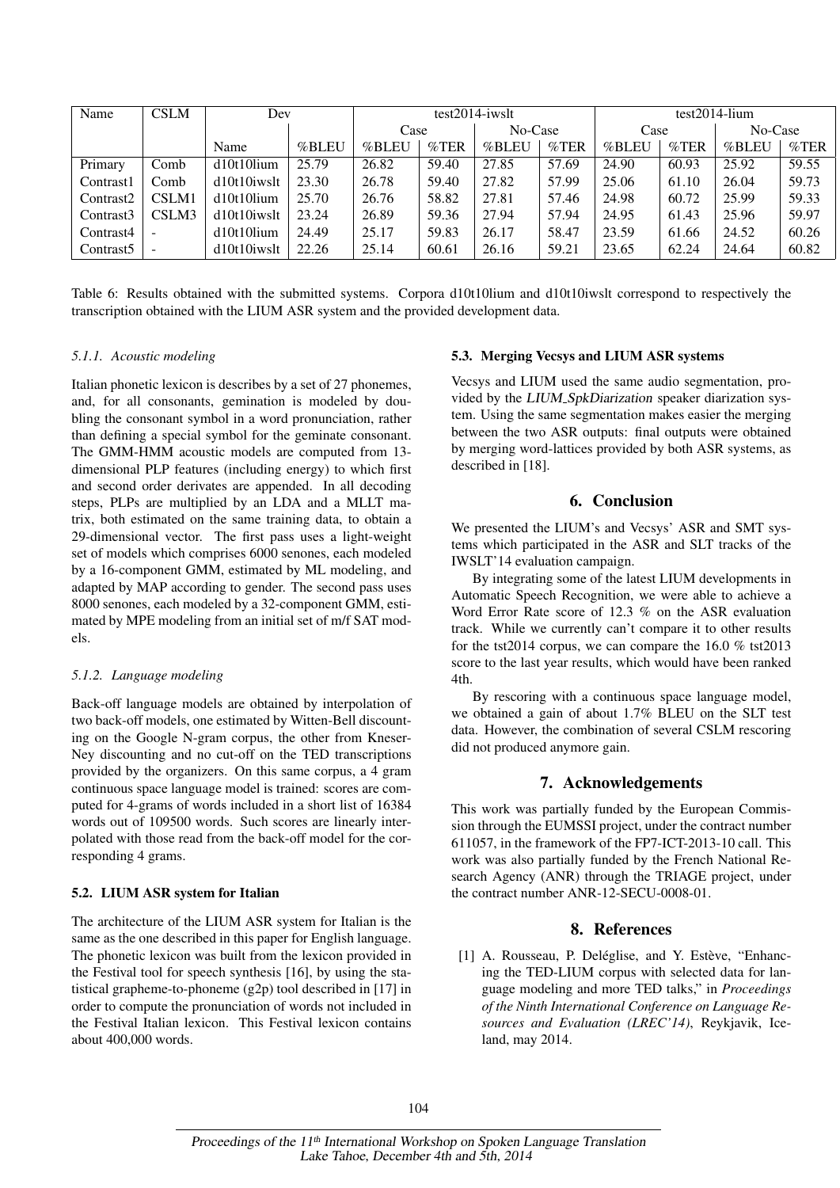| Name | CSLM | Dev | | test2014-iwslt | | | | test2014-lium | | | |
|---|---|---|---|---|---|---|---|---|---|---|---|
| | | | | Case | | No-Case | | Case | | No-Case | |
| | | Name | %BLEU | %BLEU | %TER | %BLEU | %TER | %BLEU | %TER | %BLEU | %TER |
| Primary | Comb | d10t10lium | 25.79 | 26.82 | 59.40 | 27.85 | 57.69 | 24.90 | 60.93 | 25.92 | 59.55 |
| Contrast1 | Comb | d10t10iwslt | 23.30 | 26.78 | 59.40 | 27.82 | 57.99 | 25.06 | 61.10 | 26.04 | 59.73 |
| Contrast2 | CSLM1 | d10t10lium | 25.70 | 26.76 | 58.82 | 27.81 | 57.46 | 24.98 | 60.72 | 25.99 | 59.33 |
| Contrast3 | CSLM3 | d10t10iwslt | 23.24 | 26.89 | 59.36 | 27.94 | 57.94 | 24.95 | 61.43 | 25.96 | 59.97 |
| Contrast4 | - | d10t10lium | 24.49 | 25.17 | 59.83 | 26.17 | 58.47 | 23.59 | 61.66 | 24.52 | 60.26 |
| Contrast5 | - | d10t10iwslt | 22.26 | 25.14 | 60.61 | 26.16 | 59.21 | 23.65 | 62.24 | 24.64 | 60.82 |

Table 6: Results obtained with the submitted systems. Corpora d10t10lium and d10t10iwslt correspond to respectively the transcription obtained with the LIUM ASR system and the provided development data.

#### 5.1.1. Acoustic modeling

Italian phonetic lexicon is describes by a set of 27 phonemes, and, for all consonants, gemination is modeled by doubling the consonant symbol in a word pronunciation, rather than defining a special symbol for the geminate consonant. The GMM-HMM acoustic models are computed from 13-dimensional PLP features (including energy) to which first and second order derivates are appended. In all decoding steps, PLPs are multiplied by an LDA and a MLLT matrix, both estimated on the same training data, to obtain a 29-dimensional vector. The first pass uses a light-weight set of models which comprises 6000 senones, each modeled by a 16-component GMM, estimated by ML modeling, and adapted by MAP according to gender. The second pass uses 8000 senones, each modeled by a 32-component GMM, estimated by MPE modeling from an initial set of m/f SAT models.

#### 5.1.2. Language modeling

Back-off language models are obtained by interpolation of two back-off models, one estimated by Witten-Bell discounting on the Google N-gram corpus, the other from Kneser-Ney discounting and no cut-off on the TED transcriptions provided by the organizers. On this same corpus, a 4 gram continuous space language model is trained: scores are computed for 4-grams of words included in a short list of 16384 words out of 109500 words. Such scores are linearly interpolated with those read from the back-off model for the corresponding 4 grams.

### 5.2. LIUM ASR system for Italian

The architecture of the LIUM ASR system for Italian is the same as the one described in this paper for English language. The phonetic lexicon was built from the lexicon provided in the Festival tool for speech synthesis [16], by using the statistical grapheme-to-phoneme (g2p) tool described in [17] in order to compute the pronunciation of words not included in the Festival Italian lexicon. This Festival lexicon contains about 400,000 words.

### 5.3. Merging Vecsys and LIUM ASR systems

Vecsys and LIUM used the same audio segmentation, provided by the *LIUM_SpkDiarization* speaker diarization system. Using the same segmentation makes easier the merging between the two ASR outputs: final outputs were obtained by merging word-lattices provided by both ASR systems, as described in [18].

## 6. Conclusion

We presented the LIUM's and Vecsys' ASR and SMT systems which participated in the ASR and SLT tracks of the IWSLT'14 evaluation campaign.

By integrating some of the latest LIUM developments in Automatic Speech Recognition, we were able to achieve a Word Error Rate score of 12.3 % on the ASR evaluation track. While we currently can't compare it to other results for the tst2014 corpus, we can compare the 16.0 % tst2013 score to the last year results, which would have been ranked 4th.

By rescoring with a continuous space language model, we obtained a gain of about 1.7% BLEU on the SLT test data. However, the combination of several CSLM rescoring did not produced anymore gain.

## 7. Acknowledgements

This work was partially funded by the European Commission through the EUMSSI project, under the contract number 611057, in the framework of the FP7-ICT-2013-10 call. This work was also partially funded by the French National Research Agency (ANR) through the TRIAGE project, under the contract number ANR-12-SECU-0008-01.

## 8. References

[1] A. Rousseau, P. Deléglise, and Y. Estève, "Enhancing the TED-LIUM corpus with selected data for language modeling and more TED talks," in *Proceedings of the Ninth International Conference on Language Resources and Evaluation (LREC'14)*, Reykjavik, Iceland, may 2014.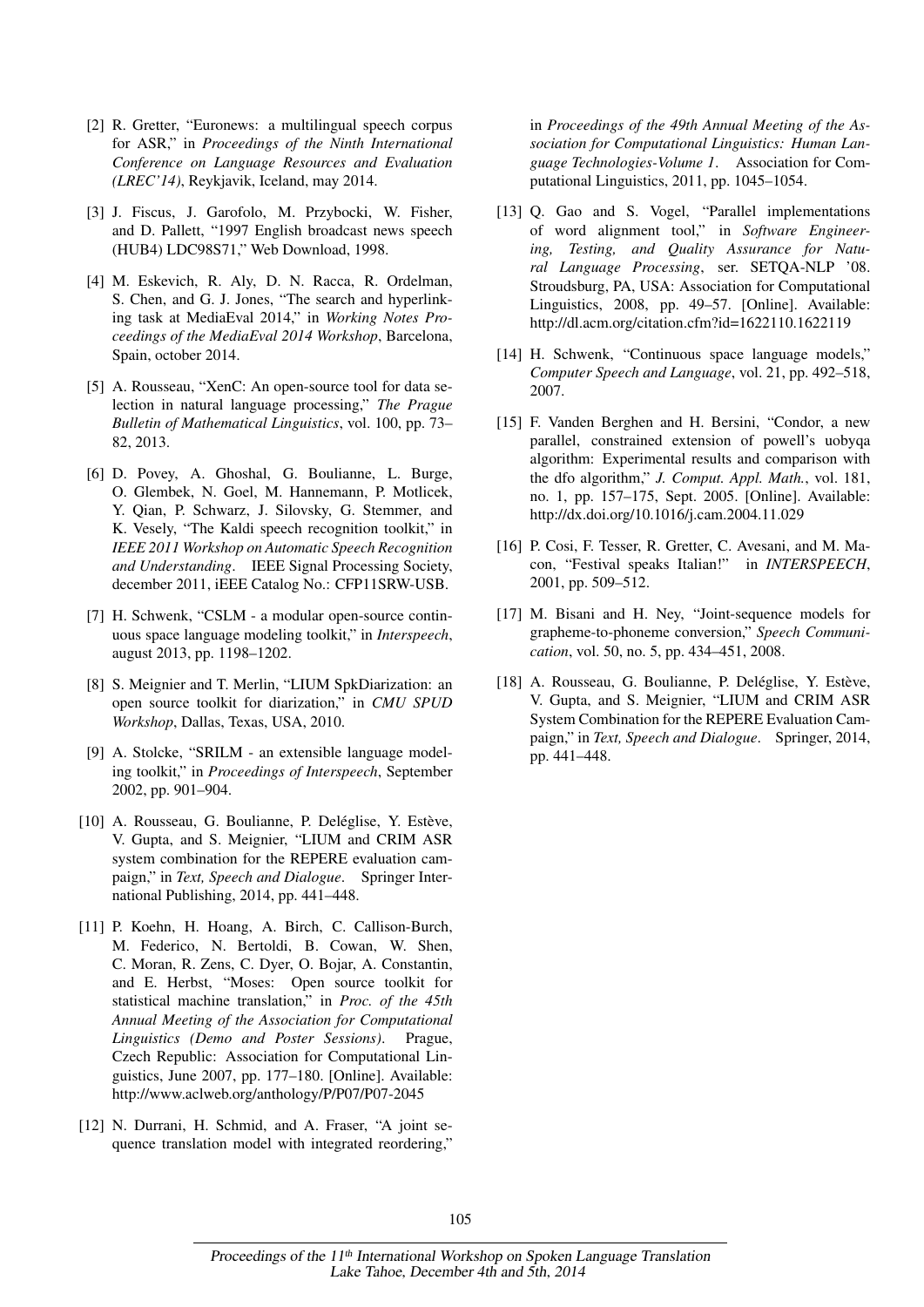[2] R. Gretter, "Euronews: a multilingual speech corpus for ASR," in *Proceedings of the Ninth International Conference on Language Resources and Evaluation (LREC'14)*, Reykjavik, Iceland, may 2014.

[3] J. Fiscus, J. Garofolo, M. Przybocki, W. Fisher, and D. Pallett, "1997 English broadcast news speech (HUB4) LDC98S71," Web Download, 1998.

[4] M. Eskevich, R. Aly, D. N. Racca, R. Ordelman, S. Chen, and G. J. Jones, "The search and hyperlinking task at MediaEval 2014," in *Working Notes Proceedings of the MediaEval 2014 Workshop*, Barcelona, Spain, october 2014.

[5] A. Rousseau, "XenC: An open-source tool for data selection in natural language processing," *The Prague Bulletin of Mathematical Linguistics*, vol. 100, pp. 73–82, 2013.

[6] D. Povey, A. Ghoshal, G. Boulianne, L. Burge, O. Glembek, N. Goel, M. Hannemann, P. Motlicek, Y. Qian, P. Schwarz, J. Silovsky, G. Stemmer, and K. Vesely, "The Kaldi speech recognition toolkit," in *IEEE 2011 Workshop on Automatic Speech Recognition and Understanding*. IEEE Signal Processing Society, december 2011, iEEE Catalog No.: CFP11SRW-USB.

[7] H. Schwenk, "CSLM - a modular open-source continuous space language modeling toolkit," in *Interspeech*, august 2013, pp. 1198–1202.

[8] S. Meignier and T. Merlin, "LIUM SpkDiarization: an open source toolkit for diarization," in *CMU SPUD Workshop*, Dallas, Texas, USA, 2010.

[9] A. Stolcke, "SRILM - an extensible language modeling toolkit," in *Proceedings of Interspeech*, September 2002, pp. 901–904.

[10] A. Rousseau, G. Boulianne, P. Deléglise, Y. Estève, V. Gupta, and S. Meignier, "LIUM and CRIM ASR system combination for the REPERE evaluation campaign," in *Text, Speech and Dialogue*. Springer International Publishing, 2014, pp. 441–448.

[11] P. Koehn, H. Hoang, A. Birch, C. Callison-Burch, M. Federico, N. Bertoldi, B. Cowan, W. Shen, C. Moran, R. Zens, C. Dyer, O. Bojar, A. Constantin, and E. Herbst, "Moses: Open source toolkit for statistical machine translation," in *Proc. of the 45th Annual Meeting of the Association for Computational Linguistics (Demo and Poster Sessions)*. Prague, Czech Republic: Association for Computational Linguistics, June 2007, pp. 177–180. [Online]. Available: http://www.aclweb.org/anthology/P/P07/P07-2045

[12] N. Durrani, H. Schmid, and A. Fraser, "A joint sequence translation model with integrated reordering," in *Proceedings of the 49th Annual Meeting of the Association for Computational Linguistics: Human Language Technologies-Volume 1*. Association for Computational Linguistics, 2011, pp. 1045–1054.

[13] Q. Gao and S. Vogel, "Parallel implementations of word alignment tool," in *Software Engineering, Testing, and Quality Assurance for Natural Language Processing*, ser. SETQA-NLP '08. Stroudsburg, PA, USA: Association for Computational Linguistics, 2008, pp. 49–57. [Online]. Available: http://dl.acm.org/citation.cfm?id=1622110.1622119

[14] H. Schwenk, "Continuous space language models," *Computer Speech and Language*, vol. 21, pp. 492–518, 2007.

[15] F. Vanden Berghen and H. Bersini, "Condor, a new parallel, constrained extension of powell's uobyqa algorithm: Experimental results and comparison with the dfo algorithm," *J. Comput. Appl. Math.*, vol. 181, no. 1, pp. 157–175, Sept. 2005. [Online]. Available: http://dx.doi.org/10.1016/j.cam.2004.11.029

[16] P. Cosi, F. Tesser, R. Gretter, C. Avesani, and M. Macon, "Festival speaks Italian!" in *INTERSPEECH*, 2001, pp. 509–512.

[17] M. Bisani and H. Ney, "Joint-sequence models for grapheme-to-phoneme conversion," *Speech Communication*, vol. 50, no. 5, pp. 434–451, 2008.

[18] A. Rousseau, G. Boulianne, P. Deléglise, Y. Estève, V. Gupta, and S. Meignier, "LIUM and CRIM ASR System Combination for the REPERE Evaluation Campaign," in *Text, Speech and Dialogue*. Springer, 2014, pp. 441–448.